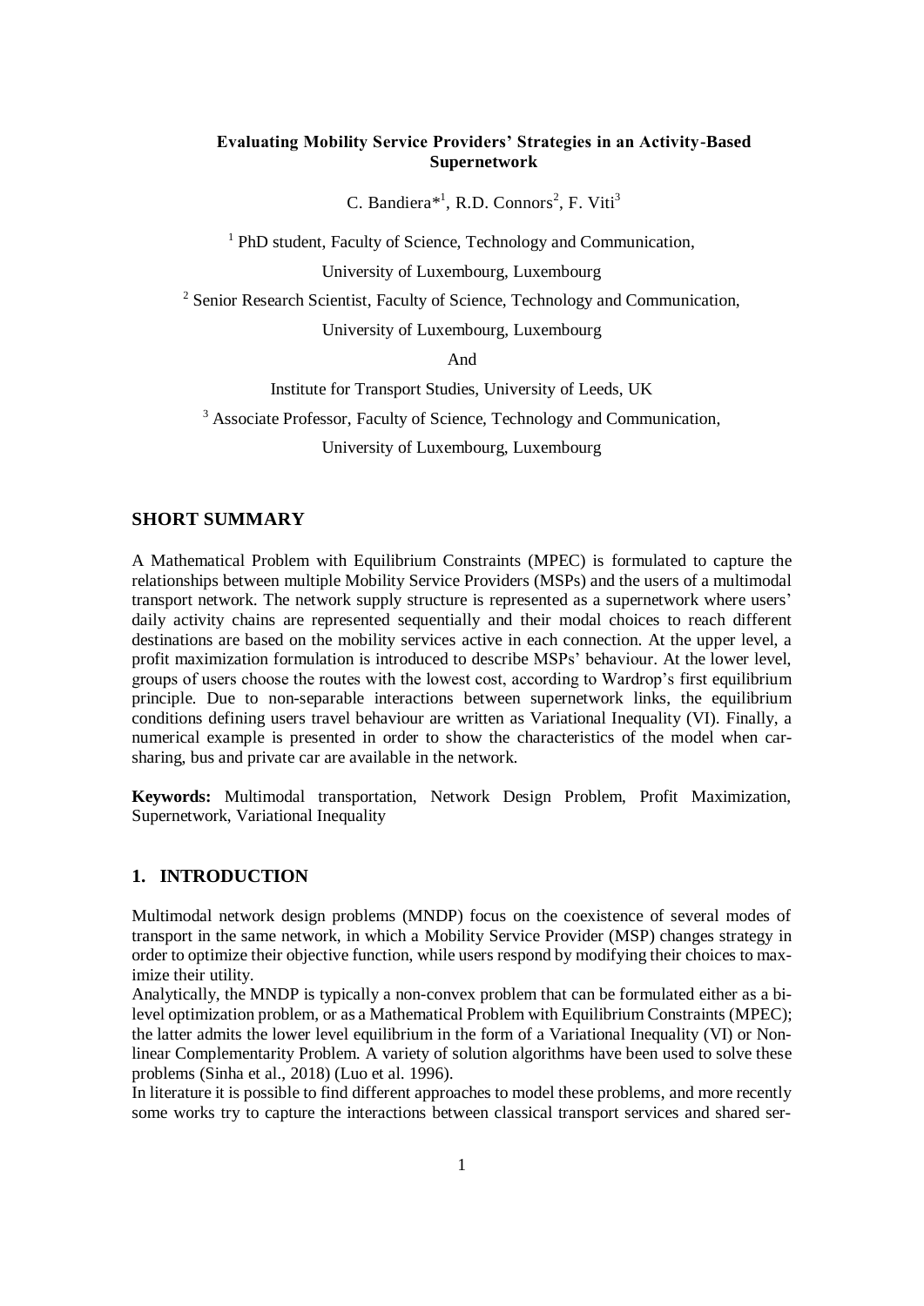# Evaluating Mobility Service Providers' Strategies in an Activity-Based Supernetwork

C. Bandiera*[1], R.D. Connors[2], F. Viti[3]

[1] PhD student, Faculty of Science, Technology and Communication,

University of Luxembourg, Luxembourg

[2] Senior Research Scientist, Faculty of Science, Technology and Communication,

University of Luxembourg, Luxembourg

And

Institute for Transport Studies, University of Leeds, UK

[3] Associate Professor, Faculty of Science, Technology and Communication,

University of Luxembourg, Luxembourg

## SHORT SUMMARY

A Mathematical Problem with Equilibrium Constraints (MPEC) is formulated to capture the relationships between multiple Mobility Service Providers (MSPs) and the users of a multimodal transport network. The network supply structure is represented as a supernetwork where users' daily activity chains are represented sequentially and their modal choices to reach different destinations are based on the mobility services active in each connection. At the upper level, a profit maximization formulation is introduced to describe MSPs' behaviour. At the lower level, groups of users choose the routes with the lowest cost, according to Wardrop's first equilibrium principle. Due to non-separable interactions between supernetwork links, the equilibrium conditions defining users travel behaviour are written as Variational Inequality (VI). Finally, a numerical example is presented in order to show the characteristics of the model when car-sharing, bus and private car are available in the network.

**Keywords:** Multimodal transportation, Network Design Problem, Profit Maximization, Supernetwork, Variational Inequality

## 1. INTRODUCTION

Multimodal network design problems (MNDP) focus on the coexistence of several modes of transport in the same network, in which a Mobility Service Provider (MSP) changes strategy in order to optimize their objective function, while users respond by modifying their choices to maximize their utility.

Analytically, the MNDP is typically a non-convex problem that can be formulated either as a bi-level optimization problem, or as a Mathematical Problem with Equilibrium Constraints (MPEC); the latter admits the lower level equilibrium in the form of a Variational Inequality (VI) or Non-linear Complementarity Problem. A variety of solution algorithms have been used to solve these problems (Sinha et al., 2018) (Luo et al. 1996).

In literature it is possible to find different approaches to model these problems, and more recently some works try to capture the interactions between classical transport services and shared ser-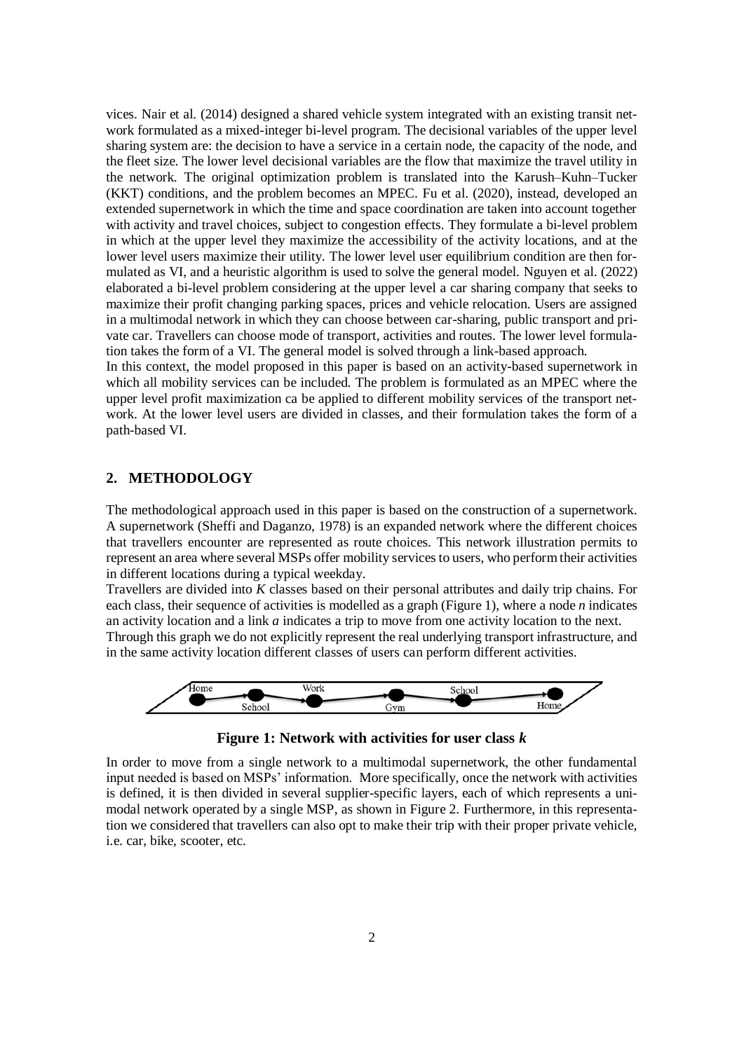vices. Nair et al. (2014) designed a shared vehicle system integrated with an existing transit network formulated as a mixed-integer bi-level program. The decisional variables of the upper level sharing system are: the decision to have a service in a certain node, the capacity of the node, and the fleet size. The lower level decisional variables are the flow that maximize the travel utility in the network. The original optimization problem is translated into the Karush–Kuhn–Tucker (KKT) conditions, and the problem becomes an MPEC. Fu et al. (2020), instead, developed an extended supernetwork in which the time and space coordination are taken into account together with activity and travel choices, subject to congestion effects. They formulate a bi-level problem in which at the upper level they maximize the accessibility of the activity locations, and at the lower level users maximize their utility. The lower level user equilibrium condition are then formulated as VI, and a heuristic algorithm is used to solve the general model. Nguyen et al. (2022) elaborated a bi-level problem considering at the upper level a car sharing company that seeks to maximize their profit changing parking spaces, prices and vehicle relocation. Users are assigned in a multimodal network in which they can choose between car-sharing, public transport and private car. Travellers can choose mode of transport, activities and routes. The lower level formulation takes the form of a VI. The general model is solved through a link-based approach.

In this context, the model proposed in this paper is based on an activity-based supernetwork in which all mobility services can be included. The problem is formulated as an MPEC where the upper level profit maximization ca be applied to different mobility services of the transport network. At the lower level users are divided in classes, and their formulation takes the form of a path-based VI.

## 2. METHODOLOGY

The methodological approach used in this paper is based on the construction of a supernetwork. A supernetwork (Sheffi and Daganzo, 1978) is an expanded network where the different choices that travellers encounter are represented as route choices. This network illustration permits to represent an area where several MSPs offer mobility services to users, who perform their activities in different locations during a typical weekday.

Travellers are divided into $K$ classes based on their personal attributes and daily trip chains. For each class, their sequence of activities is modelled as a graph (Figure 1), where a node $n$ indicates an activity location and a link $a$ indicates a trip to move from one activity location to the next. Through this graph we do not explicitly represent the real underlying transport infrastructure, and in the same activity location different classes of users can perform different activities.

**Figure 1: Network with activities for user class $k$**

In order to move from a single network to a multimodal supernetwork, the other fundamental input needed is based on MSPs' information. More specifically, once the network with activities is defined, it is then divided in several supplier-specific layers, each of which represents a unimodal network operated by a single MSP, as shown in Figure 2. Furthermore, in this representation we considered that travellers can also opt to make their trip with their proper private vehicle, i.e. car, bike, scooter, etc.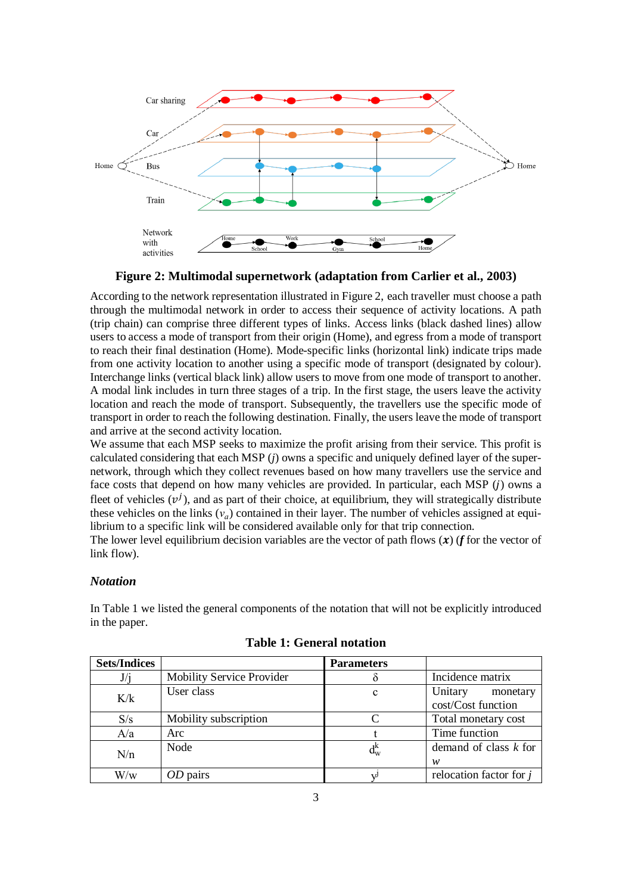**Figure 2: Multimodal supernetwork (adaptation from Carlier et al., 2003)**

According to the network representation illustrated in Figure 2, each traveller must choose a path through the multimodal network in order to access their sequence of activity locations. A path (trip chain) can comprise three different types of links. Access links (black dashed lines) allow users to access a mode of transport from their origin (Home), and egress from a mode of transport to reach their final destination (Home). Mode-specific links (horizontal link) indicate trips made from one activity location to another using a specific mode of transport (designated by colour). Interchange links (vertical black link) allow users to move from one mode of transport to another. A modal link includes in turn three stages of a trip. In the first stage, the users leave the activity location and reach the mode of transport. Subsequently, the travellers use the specific mode of transport in order to reach the following destination. Finally, the users leave the mode of transport and arrive at the second activity location.

We assume that each MSP seeks to maximize the profit arising from their service. This profit is calculated considering that each MSP ($j$) owns a specific and uniquely defined layer of the super-network, through which they collect revenues based on how many travellers use the service and face costs that depend on how many vehicles are provided. In particular, each MSP ($j$) owns a fleet of vehicles ($v^j$), and as part of their choice, at equilibrium, they will strategically distribute these vehicles on the links ($v_a$) contained in their layer. The number of vehicles assigned at equilibrium to a specific link will be considered available only for that trip connection.

The lower level equilibrium decision variables are the vector of path flows ($\boldsymbol{x}$) ($\boldsymbol{f}$ for the vector of link flow).

### *Notation*

In Table 1 we listed the general components of the notation that will not be explicitly introduced in the paper.

**Table 1: General notation**

| Sets/Indices | | Parameters | |
|---|---|---|---|
| J/j | Mobility Service Provider | $\delta$ | Incidence matrix |
| K/k | User class | c | Unitary monetary cost/Cost function |
| S/s | Mobility subscription | C | Total monetary cost |
| A/a | Arc | t | Time function |
| N/n | Node | $d_w^k$ | demand of class $k$ for $w$ |
| W/w | *OD* pairs | $y^j$ | relocation factor for $j$ |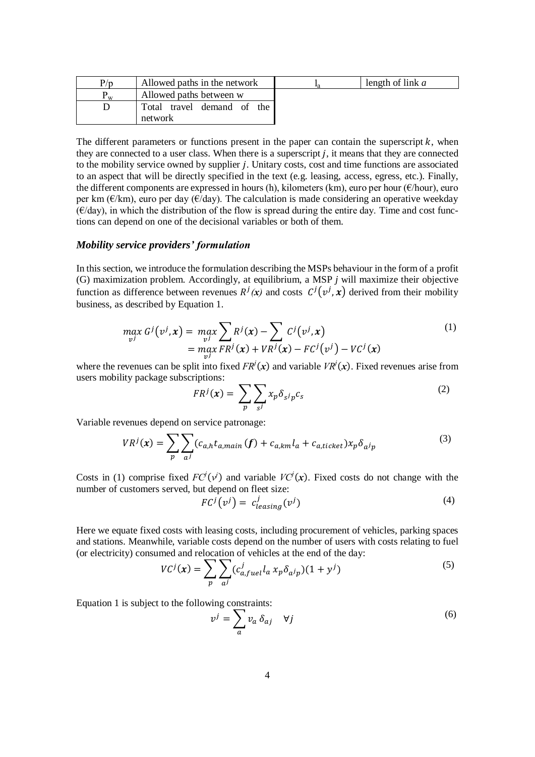| P/p | Allowed paths in the network | $l_a$ | length of link *a* |
|---|---|---|---|
| $P_w$ | Allowed paths between w | | |
| D | Total travel demand of the network | | |

The different parameters or functions present in the paper can contain the superscript $k$, when they are connected to a user class. When there is a superscript $j$, it means that they are connected to the mobility service owned by supplier $j$. Unitary costs, cost and time functions are associated to an aspect that will be directly specified in the text (e.g. leasing, access, egress, etc.). Finally, the different components are expressed in hours (h), kilometers (km), euro per hour (€/hour), euro per km (€/km), euro per day (€/day). The calculation is made considering an operative weekday (€/day), in which the distribution of the flow is spread during the entire day. Time and cost functions can depend on one of the decisional variables or both of them.

### *Mobility service providers' formulation*

In this section, we introduce the formulation describing the MSPs behaviour in the form of a profit (G) maximization problem. Accordingly, at equilibrium, a MSP $j$ will maximize their objective function as difference between revenues $R^j(\boldsymbol{x})$ and costs $C^j(v^j, \boldsymbol{x})$ derived from their mobility business, as described by Equation 1.

$$
\begin{aligned}
\max_{v^j} G^j(v^j, \boldsymbol{x}) &= \max_{v^j} \sum R^j(\boldsymbol{x}) - \sum C^j(v^j, \boldsymbol{x}) \\
&= \max_{v^j} FR^j(\boldsymbol{x}) + VR^j(\boldsymbol{x}) - FC^j(v^j) - VC^j(\boldsymbol{x})
\end{aligned}
\tag{1}
$$

where the revenues can be split into fixed $FR^j(\boldsymbol{x})$ and variable $VR^j(\boldsymbol{x})$. Fixed revenues arise from users mobility package subscriptions:

$$
FR^j(\boldsymbol{x}) = \sum_p \sum_{s^j} x_p \delta_{s^j p} c_s \tag{2}
$$

Variable revenues depend on service patronage:

$$
VR^j(\boldsymbol{x}) = \sum_p \sum_{a^j} (c_{a,h} t_{a,main}(\boldsymbol{f}) + c_{a,km} l_a + c_{a,ticket}) x_p \delta_{a^j p} \tag{3}
$$

Costs in (1) comprise fixed $FC^j(v^j)$ and variable $VC^j(\boldsymbol{x})$. Fixed costs do not change with the number of customers served, but depend on fleet size:

$$
FC^j(v^j) = c^j_{leasing}(v^j) \tag{4}
$$

Here we equate fixed costs with leasing costs, including procurement of vehicles, parking spaces and stations. Meanwhile, variable costs depend on the number of users with costs relating to fuel (or electricity) consumed and relocation of vehicles at the end of the day:

$$
VC^j(\boldsymbol{x}) = \sum_p \sum_{a^j} (c^j_{a,fuel} l_a \, x_p \delta_{a^j p})(1 + y^j) \tag{5}
$$

Equation 1 is subject to the following constraints:

$$
v^j = \sum_a v_a \, \delta_{aj} \quad \forall j \tag{6}
$$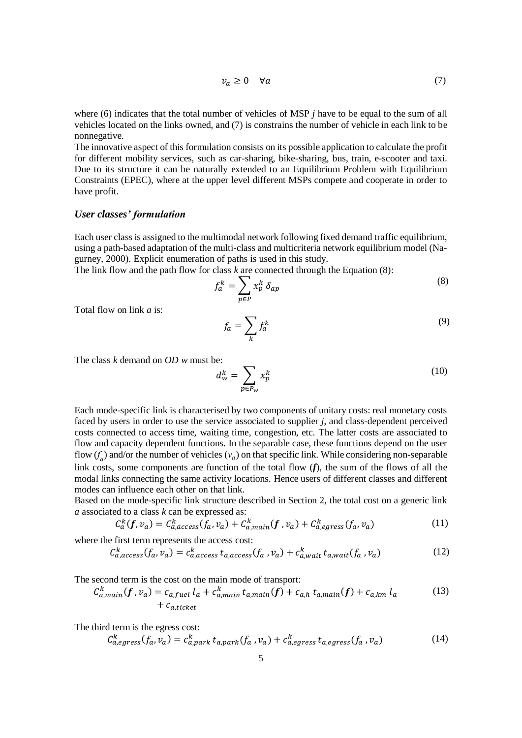$$v_a \geq 0 \quad \forall a \tag{7}$$

where (6) indicates that the total number of vehicles of MSP *j* have to be equal to the sum of all vehicles located on the links owned, and (7) is constrains the number of vehicle in each link to be nonnegative.

The innovative aspect of this formulation consists on its possible application to calculate the profit for different mobility services, such as car-sharing, bike-sharing, bus, train, e-scooter and taxi. Due to its structure it can be naturally extended to an Equilibrium Problem with Equilibrium Constraints (EPEC), where at the upper level different MSPs compete and cooperate in order to have profit.

### *User classes' formulation*

Each user class is assigned to the multimodal network following fixed demand traffic equilibrium, using a path-based adaptation of the multi-class and multicriteria network equilibrium model (Nagurney, 2000). Explicit enumeration of paths is used in this study.

The link flow and the path flow for class *k* are connected through the Equation (8):

$$f_a^k = \sum_{p \in P} x_p^k \, \delta_{ap} \tag{8}$$

Total flow on link *a* is:

$$f_a = \sum_k f_a^k \tag{9}$$

The class *k* demand on *OD w* must be:

$$d_w^k = \sum_{p \in P_w} x_p^k \tag{10}$$

Each mode-specific link is characterised by two components of unitary costs: real monetary costs faced by users in order to use the service associated to supplier *j*, and class-dependent perceived costs connected to access time, waiting time, congestion, etc. The latter costs are associated to flow and capacity dependent functions. In the separable case, these functions depend on the user flow ($f_a$) and/or the number of vehicles ($v_a$) on that specific link. While considering non-separable link costs, some components are function of the total flow ($\boldsymbol{f}$), the sum of the flows of all the modal links connecting the same activity locations. Hence users of different classes and different modes can influence each other on that link.

Based on the mode-specific link structure described in Section 2, the total cost on a generic link *a* associated to a class *k* can be expressed as:

$$C_a^k(\boldsymbol{f}, v_a) = C_{a,access}^k(f_a, v_a) + C_{a,main}^k(\boldsymbol{f}, v_a) + C_{a,egress}^k(f_a, v_a) \tag{11}$$

where the first term represents the access cost:

$$C_{a,access}^k(f_a, v_a) = c_{a,access}^k \, t_{a,access}(f_a, v_a) + c_{a,wait}^k \, t_{a,wait}(f_a, v_a) \tag{12}$$

The second term is the cost on the main mode of transport:

$$C_{a,main}^k(\boldsymbol{f}, v_a) = c_{a,fuel} \, l_a + c_{a,main}^k \, t_{a,main}(\boldsymbol{f}) + c_{a,h} \, t_{a,main}(\boldsymbol{f}) + c_{a,km} \, l_a + c_{a,ticket} \tag{13}$$

The third term is the egress cost:

$$C_{a,egress}^k(f_a, v_a) = c_{a,park}^k \, t_{a,park}(f_a, v_a) + c_{a,egress}^k \, t_{a,egress}(f_a, v_a) \tag{14}$$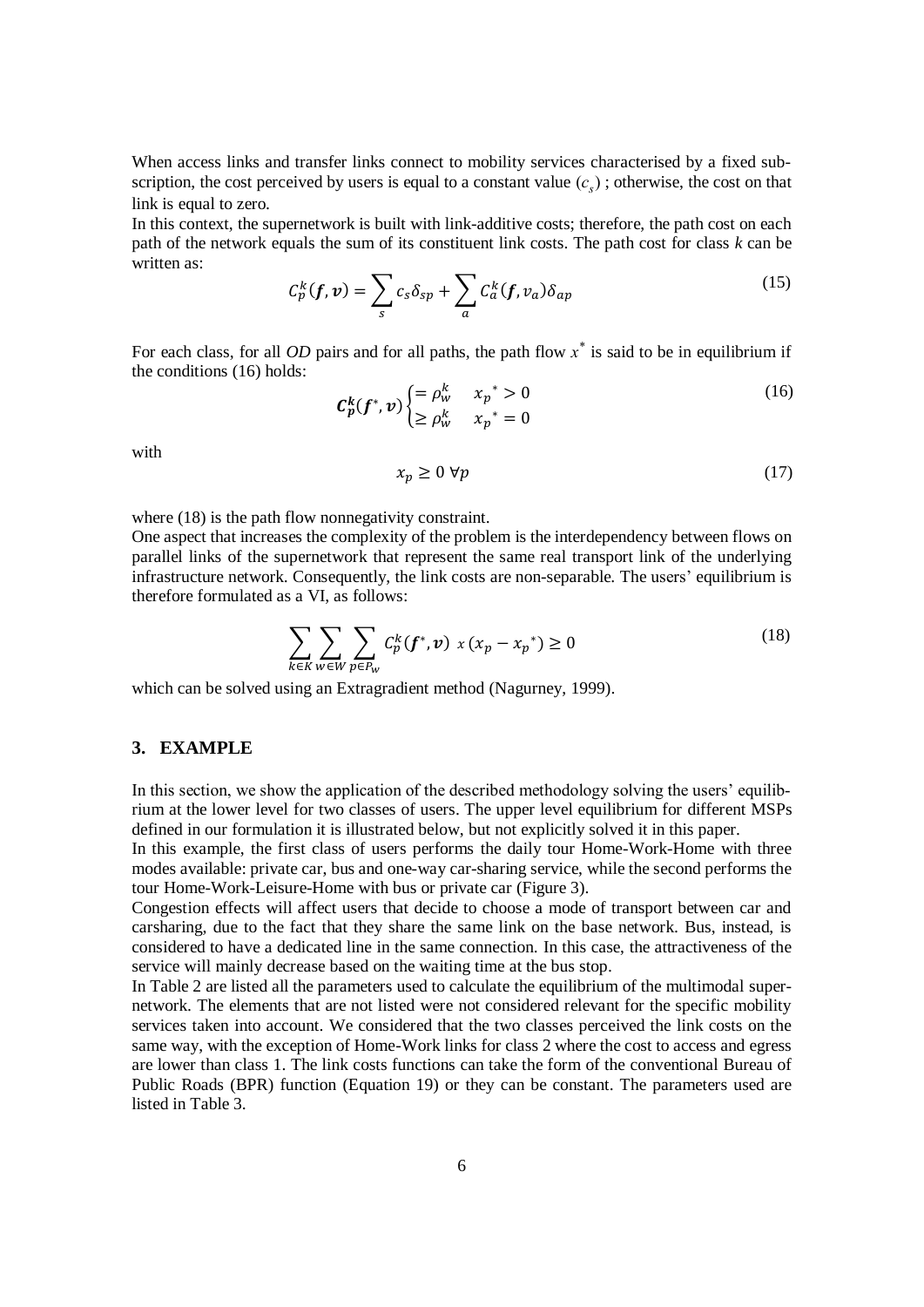When access links and transfer links connect to mobility services characterised by a fixed subscription, the cost perceived by users is equal to a constant value ($c_s$) ; otherwise, the cost on that link is equal to zero.

In this context, the supernetwork is built with link-additive costs; therefore, the path cost on each path of the network equals the sum of its constituent link costs. The path cost for class *k* can be written as:

$$C_p^k(\boldsymbol{f}, \boldsymbol{v}) = \sum_s c_s \delta_{sp} + \sum_a C_a^k(\boldsymbol{f}, v_a)\delta_{ap} \tag{15}$$

For each class, for all *OD* pairs and for all paths, the path flow $x^*$ is said to be in equilibrium if the conditions (16) holds:

$$\boldsymbol{C_p^k}(\boldsymbol{f}^*, \boldsymbol{v}) \begin{cases} = \rho_w^k & x_p^* > 0 \\ \geq \rho_w^k & x_p^* = 0 \end{cases} \tag{16}$$

with

$$x_p \geq 0 \ \forall p \tag{17}$$

where (18) is the path flow nonnegativity constraint.

One aspect that increases the complexity of the problem is the interdependency between flows on parallel links of the supernetwork that represent the same real transport link of the underlying infrastructure network. Consequently, the link costs are non-separable. The users' equilibrium is therefore formulated as a VI, as follows:

$$\sum_{k \in K} \sum_{w \in W} \sum_{p \in P_w} C_p^k(\boldsymbol{f}^*, \boldsymbol{v}) \ x\,(x_p - x_p^*) \geq 0 \tag{18}$$

which can be solved using an Extragradient method (Nagurney, 1999).

## 3. EXAMPLE

In this section, we show the application of the described methodology solving the users' equilibrium at the lower level for two classes of users. The upper level equilibrium for different MSPs defined in our formulation it is illustrated below, but not explicitly solved it in this paper.

In this example, the first class of users performs the daily tour Home-Work-Home with three modes available: private car, bus and one-way car-sharing service, while the second performs the tour Home-Work-Leisure-Home with bus or private car (Figure 3).

Congestion effects will affect users that decide to choose a mode of transport between car and carsharing, due to the fact that they share the same link on the base network. Bus, instead, is considered to have a dedicated line in the same connection. In this case, the attractiveness of the service will mainly decrease based on the waiting time at the bus stop.

In Table 2 are listed all the parameters used to calculate the equilibrium of the multimodal supernetwork. The elements that are not listed were not considered relevant for the specific mobility services taken into account. We considered that the two classes perceived the link costs on the same way, with the exception of Home-Work links for class 2 where the cost to access and egress are lower than class 1. The link costs functions can take the form of the conventional Bureau of Public Roads (BPR) function (Equation 19) or they can be constant. The parameters used are listed in Table 3.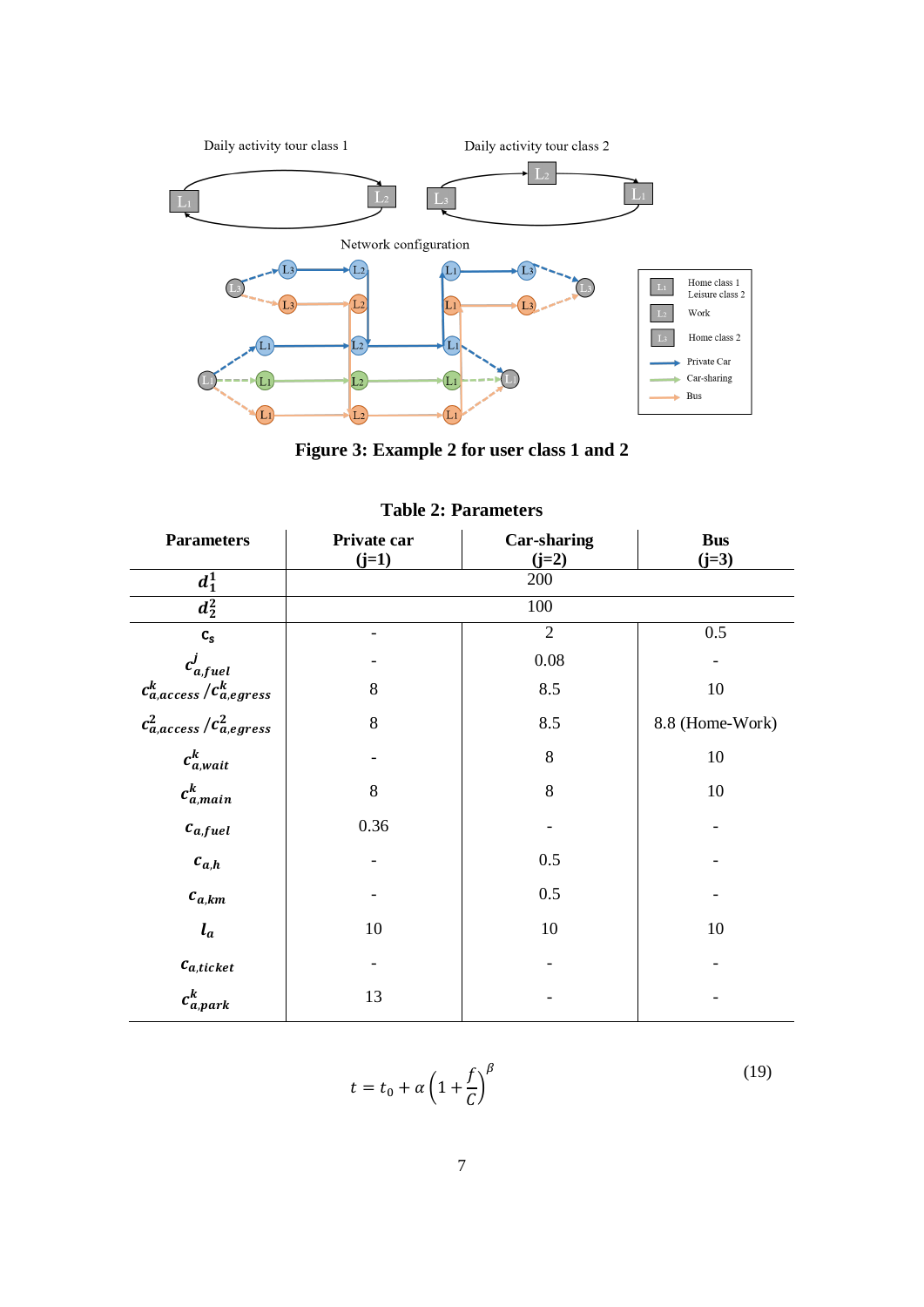Figure 3: Example 2 for user class 1 and 2

**Table 2: Parameters**

| Parameters | Private car (j=1) | Car-sharing (j=2) | Bus (j=3) |
|---|---|---|---|
| $d_1^1$ | | 200 | |
| $d_2^2$ | | 100 | |
| $c_s$ | - | 2 | 0.5 |
| $c_{a,fuel}^j$ | - | 0.08 | - |
| $c_{a,access}^k / c_{a,egress}^k$ | 8 | 8.5 | 10 |
| $c_{a,access}^2 / c_{a,egress}^2$ | 8 | 8.5 | 8.8 (Home-Work) |
| $c_{a,wait}^k$ | - | 8 | 10 |
| $c_{a,main}^k$ | 8 | 8 | 10 |
| $c_{a,fuel}$ | 0.36 | - | - |
| $c_{a,h}$ | - | 0.5 | - |
| $c_{a,km}$ | - | 0.5 | - |
| $l_a$ | 10 | 10 | 10 |
| $c_{a,ticket}$ | - | - | - |
| $c_{a,park}^k$ | 13 | - | - |

$$t = t_0 + \alpha \left(1 + \frac{f}{C}\right)^{\beta} \tag{19}$$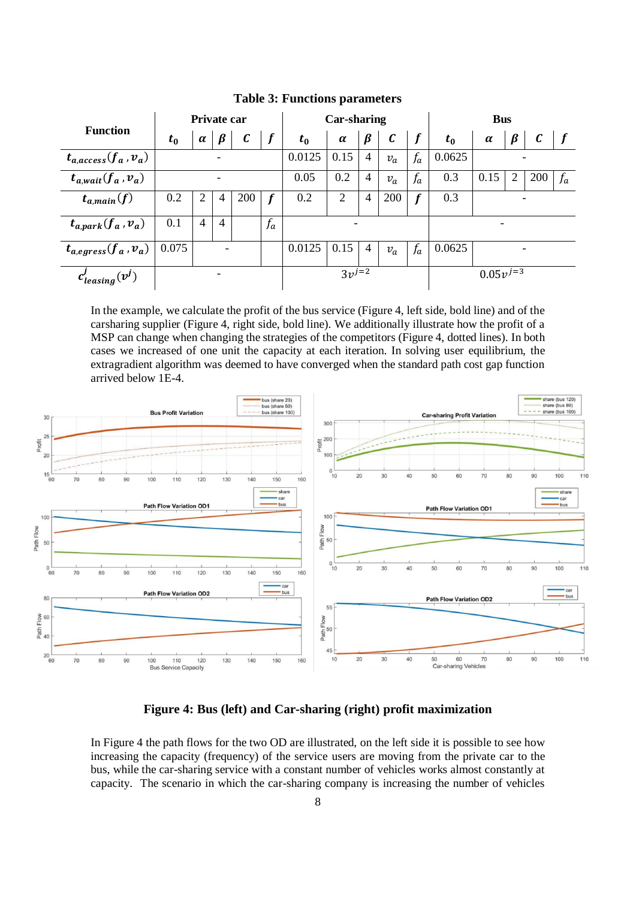**Table 3: Functions parameters**

| Function | Private car | | | | | Car-sharing | | | | | Bus | | | | |
|---|---|---|---|---|---|---|---|---|---|---|---|---|---|---|---|
| | $t_0$ | $\alpha$ | $\beta$ | $C$ | $f$ | $t_0$ | $\alpha$ | $\beta$ | $C$ | $f$ | $t_0$ | $\alpha$ | $\beta$ | $C$ | $f$ |
| $t_{a,access}(f_a, v_a)$ | - | | | | | 0.0125 | 0.15 | 4 | $v_a$ | $f_a$ | 0.0625 | - | | | |
| $t_{a,wait}(f_a, v_a)$ | - | | | | | 0.05 | 0.2 | 4 | $v_a$ | $f_a$ | 0.3 | 0.15 | 2 | 200 | $f_a$ |
| $t_{a,main}(f)$ | 0.2 | 2 | 4 | 200 | $f$ | 0.2 | 2 | 4 | 200 | $f$ | 0.3 | - | | | |
| $t_{a,park}(f_a, v_a)$ | 0.1 | 4 | 4 | | $f_a$ | - | | | | | - | | | | |
| $t_{a,egress}(f_a, v_a)$ | 0.075 | - | | | | 0.0125 | 0.15 | 4 | $v_a$ | $f_a$ | 0.0625 | - | | | |
| $c^{j}_{leasing}(v^j)$ | - | | | | | $3v^{j=2}$ | | | | | $0.05v^{j=3}$ | | | | |

In the example, we calculate the profit of the bus service (Figure 4, left side, bold line) and of the carsharing supplier (Figure 4, right side, bold line). We additionally illustrate how the profit of a MSP can change when changing the strategies of the competitors (Figure 4, dotted lines). In both cases we increased of one unit the capacity at each iteration. In solving user equilibrium, the extragradient algorithm was deemed to have converged when the standard path cost gap function arrived below 1E-4.

**Figure 4: Bus (left) and Car-sharing (right) profit maximization**

In Figure 4 the path flows for the two OD are illustrated, on the left side it is possible to see how increasing the capacity (frequency) of the service users are moving from the private car to the bus, while the car-sharing service with a constant number of vehicles works almost constantly at capacity. The scenario in which the car-sharing company is increasing the number of vehicles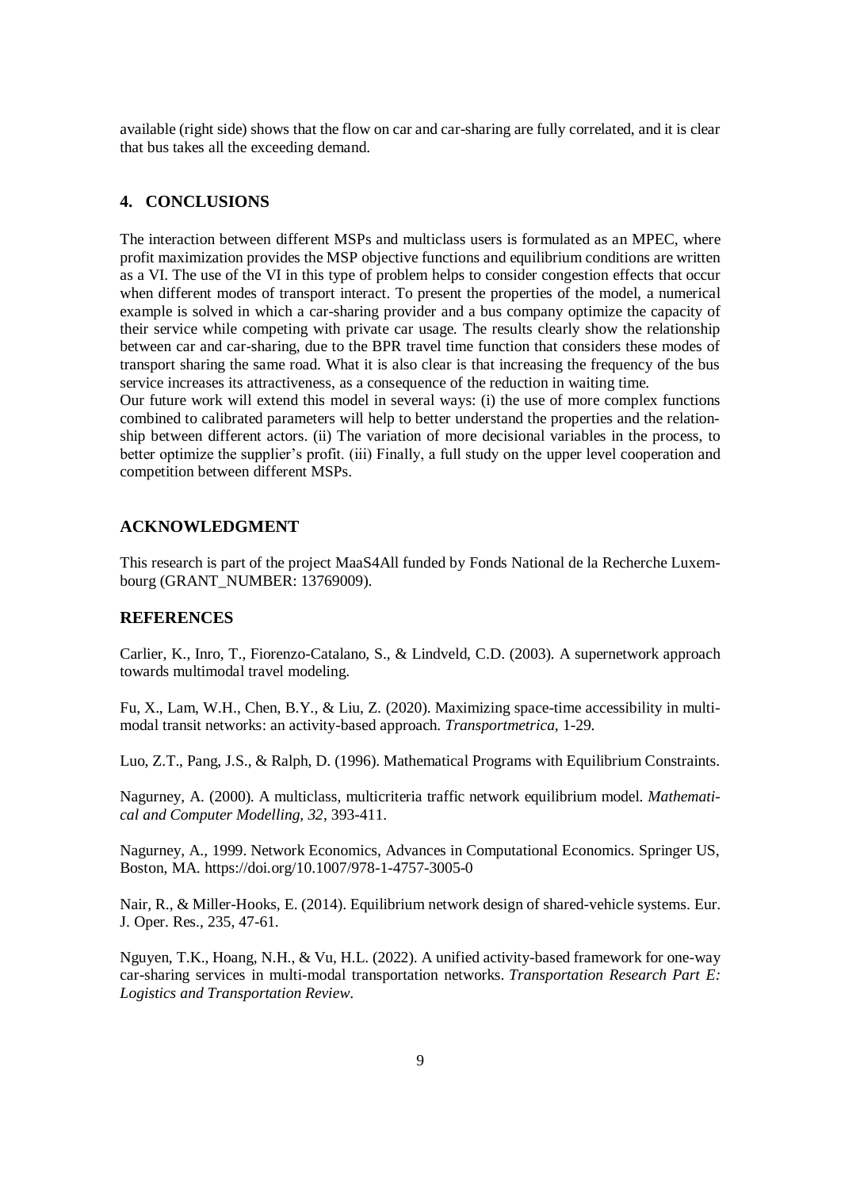available (right side) shows that the flow on car and car-sharing are fully correlated, and it is clear that bus takes all the exceeding demand.

## 4. CONCLUSIONS

The interaction between different MSPs and multiclass users is formulated as an MPEC, where profit maximization provides the MSP objective functions and equilibrium conditions are written as a VI. The use of the VI in this type of problem helps to consider congestion effects that occur when different modes of transport interact. To present the properties of the model, a numerical example is solved in which a car-sharing provider and a bus company optimize the capacity of their service while competing with private car usage. The results clearly show the relationship between car and car-sharing, due to the BPR travel time function that considers these modes of transport sharing the same road. What it is also clear is that increasing the frequency of the bus service increases its attractiveness, as a consequence of the reduction in waiting time.
Our future work will extend this model in several ways: (i) the use of more complex functions combined to calibrated parameters will help to better understand the properties and the relationship between different actors. (ii) The variation of more decisional variables in the process, to better optimize the supplier's profit. (iii) Finally, a full study on the upper level cooperation and competition between different MSPs.

## ACKNOWLEDGMENT

This research is part of the project MaaS4All funded by Fonds National de la Recherche Luxembourg (GRANT_NUMBER: 13769009).

## REFERENCES

Carlier, K., Inro, T., Fiorenzo-Catalano, S., & Lindveld, C.D. (2003). A supernetwork approach towards multimodal travel modeling.

Fu, X., Lam, W.H., Chen, B.Y., & Liu, Z. (2020). Maximizing space-time accessibility in multimodal transit networks: an activity-based approach. *Transportmetrica*, 1-29.

Luo, Z.T., Pang, J.S., & Ralph, D. (1996). Mathematical Programs with Equilibrium Constraints.

Nagurney, A. (2000). A multiclass, multicriteria traffic network equilibrium model. *Mathematical and Computer Modelling*, *32*, 393-411.

Nagurney, A., 1999. Network Economics, Advances in Computational Economics. Springer US, Boston, MA. https://doi.org/10.1007/978-1-4757-3005-0

Nair, R., & Miller-Hooks, E. (2014). Equilibrium network design of shared-vehicle systems. Eur. J. Oper. Res., 235, 47-61.

Nguyen, T.K., Hoang, N.H., & Vu, H.L. (2022). A unified activity-based framework for one-way car-sharing services in multi-modal transportation networks. *Transportation Research Part E: Logistics and Transportation Review*.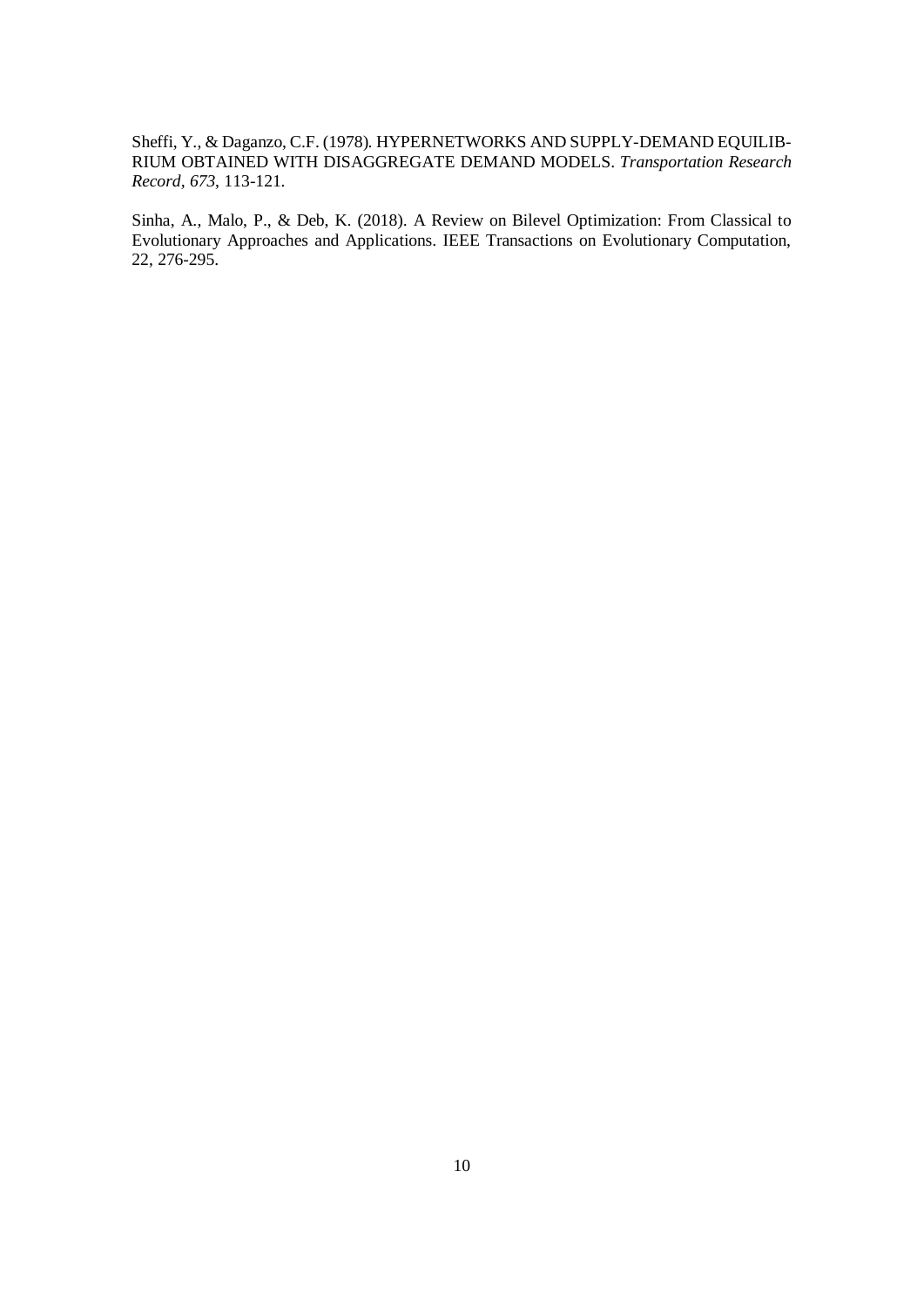Sheffi, Y., & Daganzo, C.F. (1978). HYPERNETWORKS AND SUPPLY-DEMAND EQUILIBRIUM OBTAINED WITH DISAGGREGATE DEMAND MODELS. *Transportation Research Record, 673*, 113-121.

Sinha, A., Malo, P., & Deb, K. (2018). A Review on Bilevel Optimization: From Classical to Evolutionary Approaches and Applications. IEEE Transactions on Evolutionary Computation, 22, 276-295.